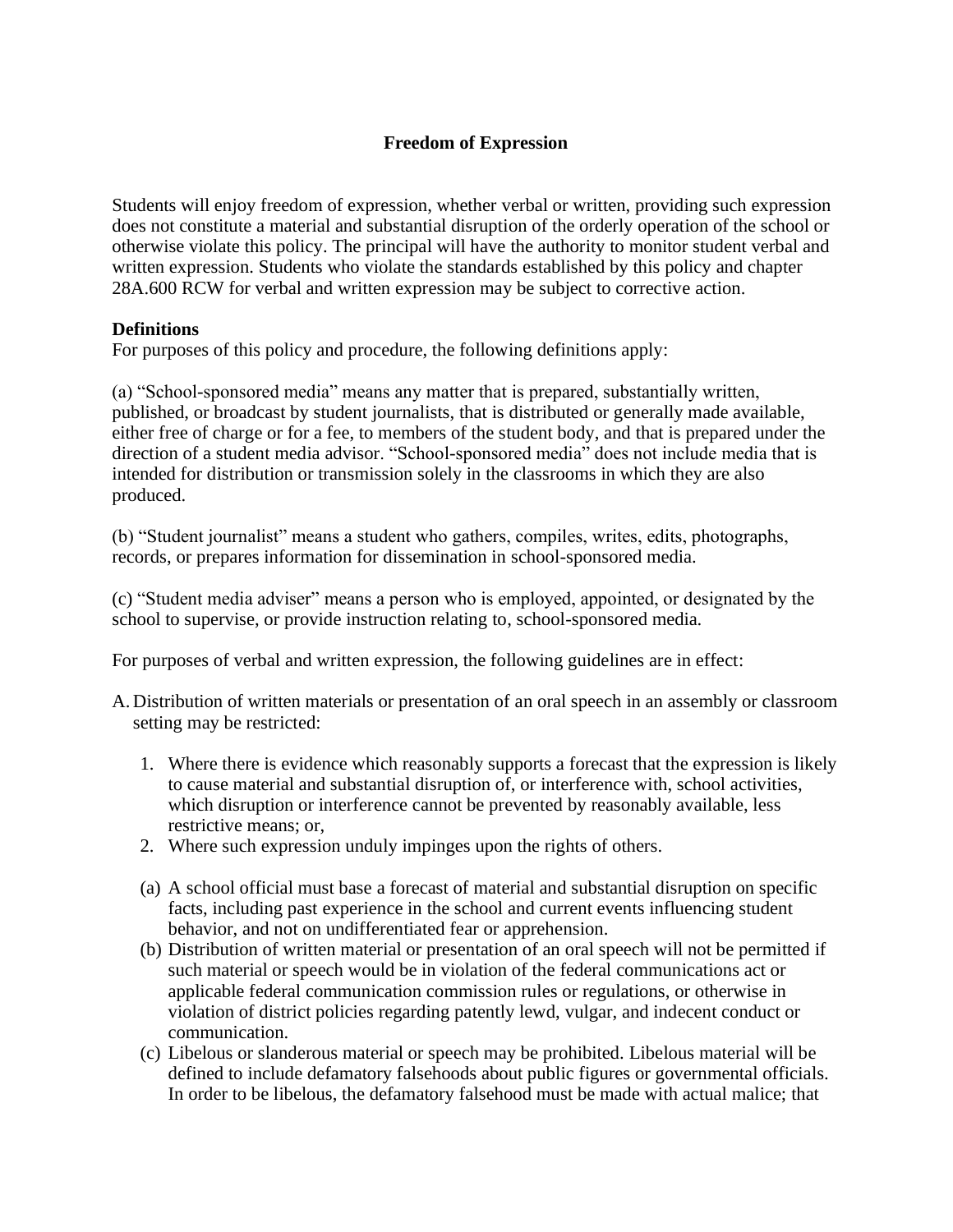# Freedom of Expression

Students will enjoy freedom of expression, whether verbal or written, providing such expression does not constitute a material and substantial disruption of the orderly operation of the school or otherwise violate this policy. The principal will have the authority to monitor student verbal and written expression. Students who violate the standards established by this policy and chapter 28A.600 RCW for verbal and written expression may be subject to corrective action.

**Definitions**

For purposes of this policy and procedure, the following definitions apply:

(a) "School-sponsored media" means any matter that is prepared, substantially written, published, or broadcast by student journalists, that is distributed or generally made available, either free of charge or for a fee, to members of the student body, and that is prepared under the direction of a student media advisor. "School-sponsored media" does not include media that is intended for distribution or transmission solely in the classrooms in which they are also produced.

(b) "Student journalist" means a student who gathers, compiles, writes, edits, photographs, records, or prepares information for dissemination in school-sponsored media.

(c) "Student media adviser" means a person who is employed, appointed, or designated by the school to supervise, or provide instruction relating to, school-sponsored media.

For purposes of verbal and written expression, the following guidelines are in effect:

A. Distribution of written materials or presentation of an oral speech in an assembly or classroom setting may be restricted:

   1. Where there is evidence which reasonably supports a forecast that the expression is likely to cause material and substantial disruption of, or interference with, school activities, which disruption or interference cannot be prevented by reasonably available, less restrictive means; or,
   2. Where such expression unduly impinges upon the rights of others.

   (a) A school official must base a forecast of material and substantial disruption on specific facts, including past experience in the school and current events influencing student behavior, and not on undifferentiated fear or apprehension.

   (b) Distribution of written material or presentation of an oral speech will not be permitted if such material or speech would be in violation of the federal communications act or applicable federal communication commission rules or regulations, or otherwise in violation of district policies regarding patently lewd, vulgar, and indecent conduct or communication.

   (c) Libelous or slanderous material or speech may be prohibited. Libelous material will be defined to include defamatory falsehoods about public figures or governmental officials. In order to be libelous, the defamatory falsehood must be made with actual malice; that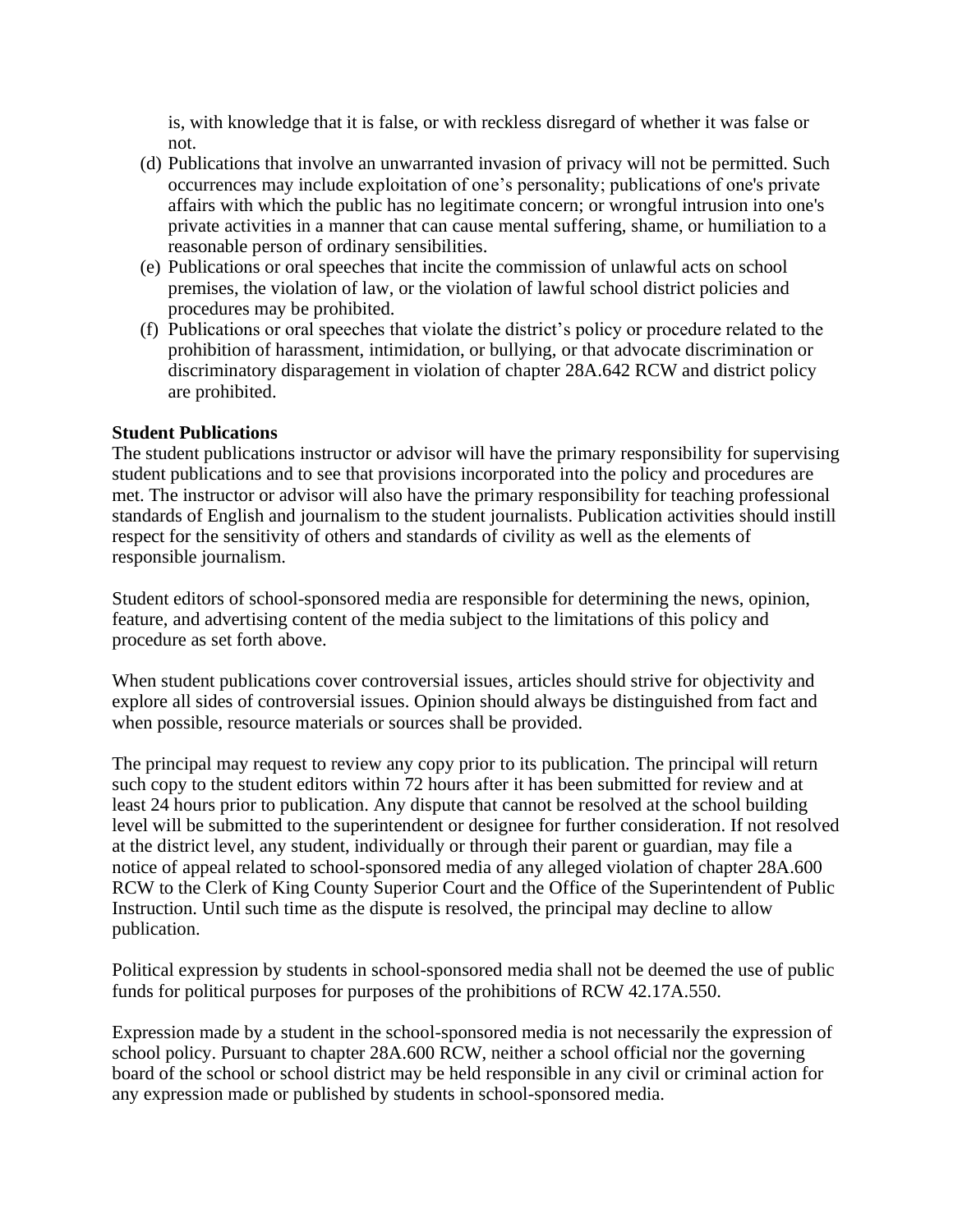is, with knowledge that it is false, or with reckless disregard of whether it was false or not.

(d) Publications that involve an unwarranted invasion of privacy will not be permitted. Such occurrences may include exploitation of one's personality; publications of one's private affairs with which the public has no legitimate concern; or wrongful intrusion into one's private activities in a manner that can cause mental suffering, shame, or humiliation to a reasonable person of ordinary sensibilities.

(e) Publications or oral speeches that incite the commission of unlawful acts on school premises, the violation of law, or the violation of lawful school district policies and procedures may be prohibited.

(f) Publications or oral speeches that violate the district's policy or procedure related to the prohibition of harassment, intimidation, or bullying, or that advocate discrimination or discriminatory disparagement in violation of chapter 28A.642 RCW and district policy are prohibited.

**Student Publications**

The student publications instructor or advisor will have the primary responsibility for supervising student publications and to see that provisions incorporated into the policy and procedures are met. The instructor or advisor will also have the primary responsibility for teaching professional standards of English and journalism to the student journalists. Publication activities should instill respect for the sensitivity of others and standards of civility as well as the elements of responsible journalism.

Student editors of school-sponsored media are responsible for determining the news, opinion, feature, and advertising content of the media subject to the limitations of this policy and procedure as set forth above.

When student publications cover controversial issues, articles should strive for objectivity and explore all sides of controversial issues. Opinion should always be distinguished from fact and when possible, resource materials or sources shall be provided.

The principal may request to review any copy prior to its publication. The principal will return such copy to the student editors within 72 hours after it has been submitted for review and at least 24 hours prior to publication. Any dispute that cannot be resolved at the school building level will be submitted to the superintendent or designee for further consideration. If not resolved at the district level, any student, individually or through their parent or guardian, may file a notice of appeal related to school-sponsored media of any alleged violation of chapter 28A.600 RCW to the Clerk of King County Superior Court and the Office of the Superintendent of Public Instruction. Until such time as the dispute is resolved, the principal may decline to allow publication.

Political expression by students in school-sponsored media shall not be deemed the use of public funds for political purposes for purposes of the prohibitions of RCW 42.17A.550.

Expression made by a student in the school-sponsored media is not necessarily the expression of school policy. Pursuant to chapter 28A.600 RCW, neither a school official nor the governing board of the school or school district may be held responsible in any civil or criminal action for any expression made or published by students in school-sponsored media.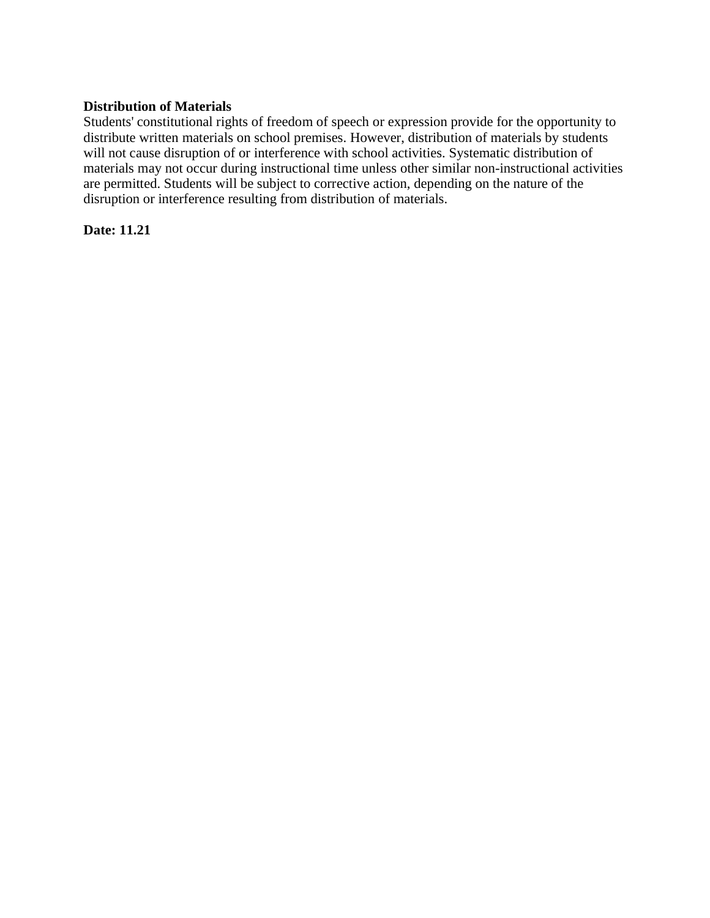**Distribution of Materials**

Students' constitutional rights of freedom of speech or expression provide for the opportunity to distribute written materials on school premises. However, distribution of materials by students will not cause disruption of or interference with school activities. Systematic distribution of materials may not occur during instructional time unless other similar non-instructional activities are permitted. Students will be subject to corrective action, depending on the nature of the disruption or interference resulting from distribution of materials.

**Date: 11.21**